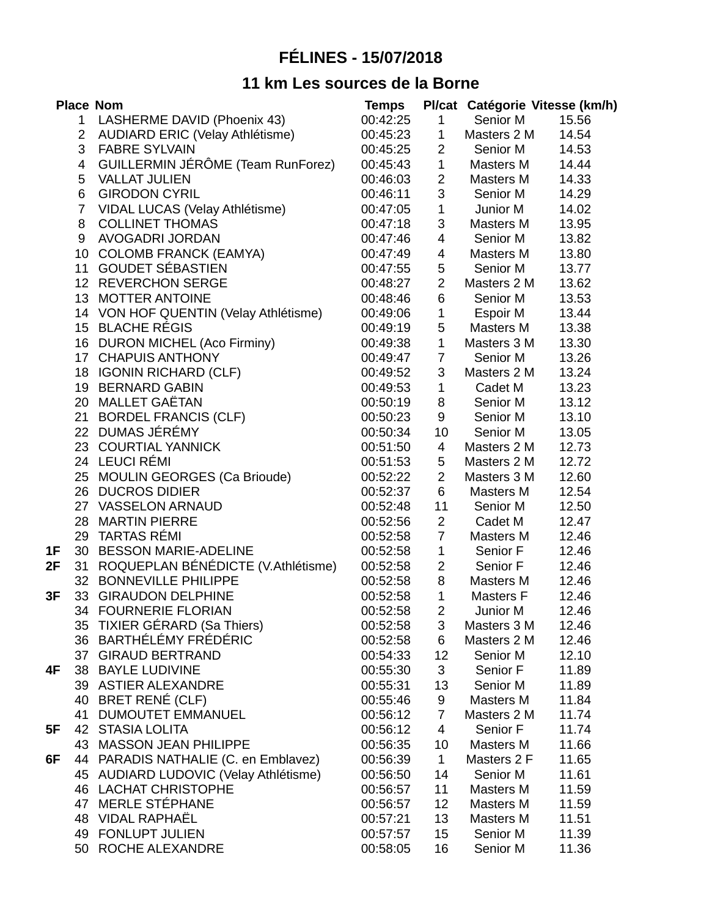# FÉLINES - 15/07/2018

## 11 km Les sources de la Borne

| | Place | Nom | Temps | Pl/cat | Catégorie | Vitesse (km/h) |
|---|---|---|---|---|---|---|
| | 1 | LASHERME DAVID (Phoenix 43) | 00:42:25 | 1 | Senior M | 15.56 |
| | 2 | AUDIARD ERIC (Velay Athlétisme) | 00:45:23 | 1 | Masters 2 M | 14.54 |
| | 3 | FABRE SYLVAIN | 00:45:25 | 2 | Senior M | 14.53 |
| | 4 | GUILLERMIN JÉRÔME (Team RunForez) | 00:45:43 | 1 | Masters M | 14.44 |
| | 5 | VALLAT JULIEN | 00:46:03 | 2 | Masters M | 14.33 |
| | 6 | GIRODON CYRIL | 00:46:11 | 3 | Senior M | 14.29 |
| | 7 | VIDAL LUCAS (Velay Athlétisme) | 00:47:05 | 1 | Junior M | 14.02 |
| | 8 | COLLINET THOMAS | 00:47:18 | 3 | Masters M | 13.95 |
| | 9 | AVOGADRI JORDAN | 00:47:46 | 4 | Senior M | 13.82 |
| | 10 | COLOMB FRANCK (EAMYA) | 00:47:49 | 4 | Masters M | 13.80 |
| | 11 | GOUDET SÉBASTIEN | 00:47:55 | 5 | Senior M | 13.77 |
| | 12 | REVERCHON SERGE | 00:48:27 | 2 | Masters 2 M | 13.62 |
| | 13 | MOTTER ANTOINE | 00:48:46 | 6 | Senior M | 13.53 |
| | 14 | VON HOF QUENTIN (Velay Athlétisme) | 00:49:06 | 1 | Espoir M | 13.44 |
| | 15 | BLACHE RÉGIS | 00:49:19 | 5 | Masters M | 13.38 |
| | 16 | DURON MICHEL (Aco Firminy) | 00:49:38 | 1 | Masters 3 M | 13.30 |
| | 17 | CHAPUIS ANTHONY | 00:49:47 | 7 | Senior M | 13.26 |
| | 18 | IGONIN RICHARD (CLF) | 00:49:52 | 3 | Masters 2 M | 13.24 |
| | 19 | BERNARD GABIN | 00:49:53 | 1 | Cadet M | 13.23 |
| | 20 | MALLET GAËTAN | 00:50:19 | 8 | Senior M | 13.12 |
| | 21 | BORDEL FRANCIS (CLF) | 00:50:23 | 9 | Senior M | 13.10 |
| | 22 | DUMAS JÉRÉMY | 00:50:34 | 10 | Senior M | 13.05 |
| | 23 | COURTIAL YANNICK | 00:51:50 | 4 | Masters 2 M | 12.73 |
| | 24 | LEUCI RÉMI | 00:51:53 | 5 | Masters 2 M | 12.72 |
| | 25 | MOULIN GEORGES (Ca Brioude) | 00:52:22 | 2 | Masters 3 M | 12.60 |
| | 26 | DUCROS DIDIER | 00:52:37 | 6 | Masters M | 12.54 |
| | 27 | VASSELON ARNAUD | 00:52:48 | 11 | Senior M | 12.50 |
| | 28 | MARTIN PIERRE | 00:52:56 | 2 | Cadet M | 12.47 |
| | 29 | TARTAS RÉMI | 00:52:58 | 7 | Masters M | 12.46 |
| 1F | 30 | BESSON MARIE-ADELINE | 00:52:58 | 1 | Senior F | 12.46 |
| 2F | 31 | ROQUEPLAN BÉNÉDICTE (V.Athlétisme) | 00:52:58 | 2 | Senior F | 12.46 |
| | 32 | BONNEVILLE PHILIPPE | 00:52:58 | 8 | Masters M | 12.46 |
| 3F | 33 | GIRAUDON DELPHINE | 00:52:58 | 1 | Masters F | 12.46 |
| | 34 | FOURNERIE FLORIAN | 00:52:58 | 2 | Junior M | 12.46 |
| | 35 | TIXIER GÉRARD (Sa Thiers) | 00:52:58 | 3 | Masters 3 M | 12.46 |
| | 36 | BARTHÉLÉMY FRÉDÉRIC | 00:52:58 | 6 | Masters 2 M | 12.46 |
| | 37 | GIRAUD BERTRAND | 00:54:33 | 12 | Senior M | 12.10 |
| 4F | 38 | BAYLE LUDIVINE | 00:55:30 | 3 | Senior F | 11.89 |
| | 39 | ASTIER ALEXANDRE | 00:55:31 | 13 | Senior M | 11.89 |
| | 40 | BRET RENÉ (CLF) | 00:55:46 | 9 | Masters M | 11.84 |
| | 41 | DUMOUTET EMMANUEL | 00:56:12 | 7 | Masters 2 M | 11.74 |
| 5F | 42 | STASIA LOLITA | 00:56:12 | 4 | Senior F | 11.74 |
| | 43 | MASSON JEAN PHILIPPE | 00:56:35 | 10 | Masters M | 11.66 |
| 6F | 44 | PARADIS NATHALIE (C. en Emblavez) | 00:56:39 | 1 | Masters 2 F | 11.65 |
| | 45 | AUDIARD LUDOVIC (Velay Athlétisme) | 00:56:50 | 14 | Senior M | 11.61 |
| | 46 | LACHAT CHRISTOPHE | 00:56:57 | 11 | Masters M | 11.59 |
| | 47 | MERLE STÉPHANE | 00:56:57 | 12 | Masters M | 11.59 |
| | 48 | VIDAL RAPHAËL | 00:57:21 | 13 | Masters M | 11.51 |
| | 49 | FONLUPT JULIEN | 00:57:57 | 15 | Senior M | 11.39 |
| | 50 | ROCHE ALEXANDRE | 00:58:05 | 16 | Senior M | 11.36 |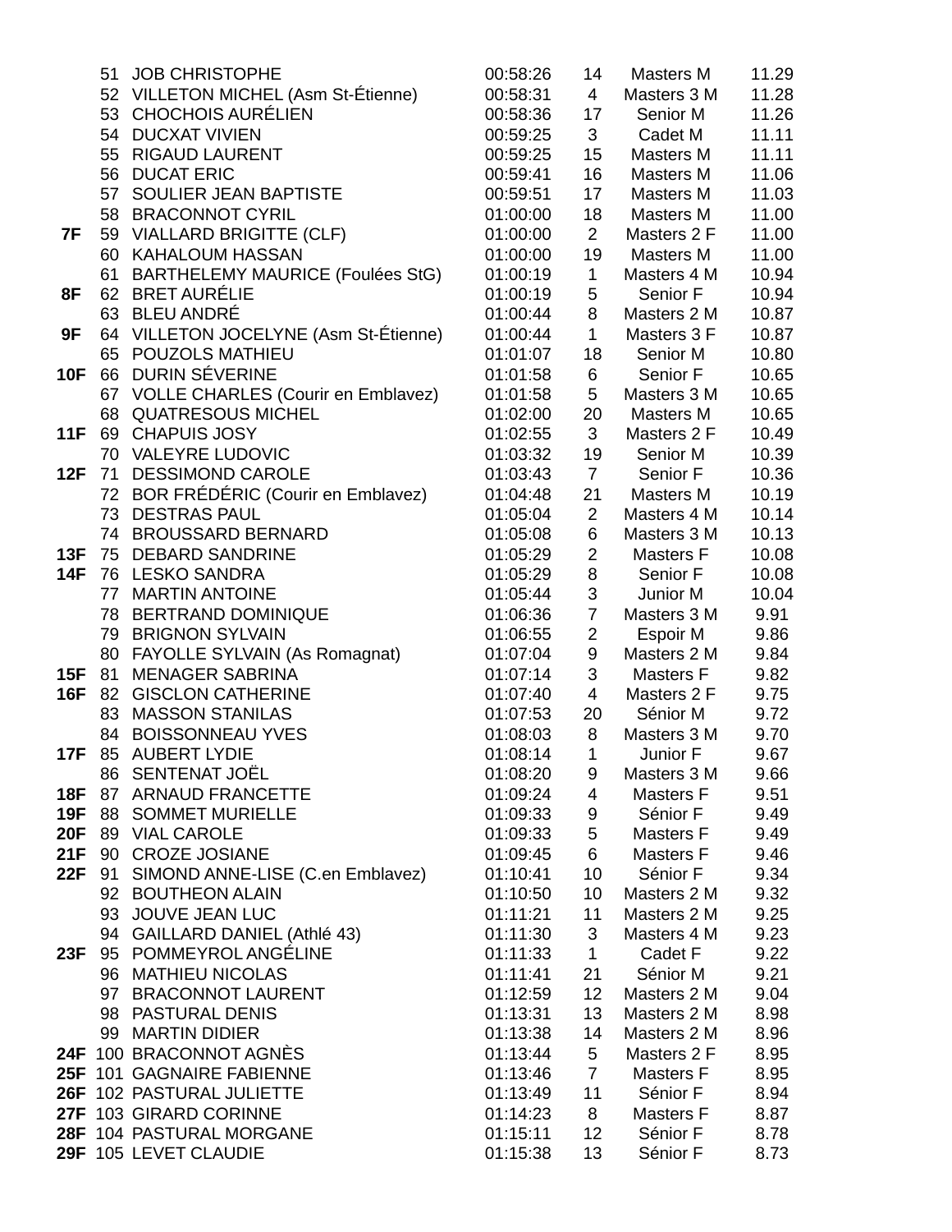| | | | | | | |
|---|---|---|---|---|---|---|
| | 51 | JOB CHRISTOPHE | 00:58:26 | 14 | Masters M | 11.29 |
| | 52 | VILLETON MICHEL (Asm St-Étienne) | 00:58:31 | 4 | Masters 3 M | 11.28 |
| | 53 | CHOCHOIS AURÉLIEN | 00:58:36 | 17 | Senior M | 11.26 |
| | 54 | DUCXAT VIVIEN | 00:59:25 | 3 | Cadet M | 11.11 |
| | 55 | RIGAUD LAURENT | 00:59:25 | 15 | Masters M | 11.11 |
| | 56 | DUCAT ERIC | 00:59:41 | 16 | Masters M | 11.06 |
| | 57 | SOULIER JEAN BAPTISTE | 00:59:51 | 17 | Masters M | 11.03 |
| | 58 | BRACONNOT CYRIL | 01:00:00 | 18 | Masters M | 11.00 |
| **7F** | 59 | VIALLARD BRIGITTE (CLF) | 01:00:00 | 2 | Masters 2 F | 11.00 |
| | 60 | KAHALOUM HASSAN | 01:00:00 | 19 | Masters M | 11.00 |
| | 61 | BARTHELEMY MAURICE (Foulées StG) | 01:00:19 | 1 | Masters 4 M | 10.94 |
| **8F** | 62 | BRET AURÉLIE | 01:00:19 | 5 | Senior F | 10.94 |
| | 63 | BLEU ANDRÉ | 01:00:44 | 8 | Masters 2 M | 10.87 |
| **9F** | 64 | VILLETON JOCELYNE (Asm St-Étienne) | 01:00:44 | 1 | Masters 3 F | 10.87 |
| | 65 | POUZOLS MATHIEU | 01:01:07 | 18 | Senior M | 10.80 |
| **10F** | 66 | DURIN SÉVERINE | 01:01:58 | 6 | Senior F | 10.65 |
| | 67 | VOLLE CHARLES (Courir en Emblavez) | 01:01:58 | 5 | Masters 3 M | 10.65 |
| | 68 | QUATRESOUS MICHEL | 01:02:00 | 20 | Masters M | 10.65 |
| **11F** | 69 | CHAPUIS JOSY | 01:02:55 | 3 | Masters 2 F | 10.49 |
| | 70 | VALEYRE LUDOVIC | 01:03:32 | 19 | Senior M | 10.39 |
| **12F** | 71 | DESSIMOND CAROLE | 01:03:43 | 7 | Senior F | 10.36 |
| | 72 | BOR FRÉDÉRIC (Courir en Emblavez) | 01:04:48 | 21 | Masters M | 10.19 |
| | 73 | DESTRAS PAUL | 01:05:04 | 2 | Masters 4 M | 10.14 |
| | 74 | BROUSSARD BERNARD | 01:05:08 | 6 | Masters 3 M | 10.13 |
| **13F** | 75 | DEBARD SANDRINE | 01:05:29 | 2 | Masters F | 10.08 |
| **14F** | 76 | LESKO SANDRA | 01:05:29 | 8 | Senior F | 10.08 |
| | 77 | MARTIN ANTOINE | 01:05:44 | 3 | Junior M | 10.04 |
| | 78 | BERTRAND DOMINIQUE | 01:06:36 | 7 | Masters 3 M | 9.91 |
| | 79 | BRIGNON SYLVAIN | 01:06:55 | 2 | Espoir M | 9.86 |
| | 80 | FAYOLLE SYLVAIN (As Romagnat) | 01:07:04 | 9 | Masters 2 M | 9.84 |
| **15F** | 81 | MENAGER SABRINA | 01:07:14 | 3 | Masters F | 9.82 |
| **16F** | 82 | GISCLON CATHERINE | 01:07:40 | 4 | Masters 2 F | 9.75 |
| | 83 | MASSON STANILAS | 01:07:53 | 20 | Sénior M | 9.72 |
| | 84 | BOISSONNEAU YVES | 01:08:03 | 8 | Masters 3 M | 9.70 |
| **17F** | 85 | AUBERT LYDIE | 01:08:14 | 1 | Junior F | 9.67 |
| | 86 | SENTENAT JOËL | 01:08:20 | 9 | Masters 3 M | 9.66 |
| **18F** | 87 | ARNAUD FRANCETTE | 01:09:24 | 4 | Masters F | 9.51 |
| **19F** | 88 | SOMMET MURIELLE | 01:09:33 | 9 | Sénior F | 9.49 |
| **20F** | 89 | VIAL CAROLE | 01:09:33 | 5 | Masters F | 9.49 |
| **21F** | 90 | CROZE JOSIANE | 01:09:45 | 6 | Masters F | 9.46 |
| **22F** | 91 | SIMOND ANNE-LISE (C.en Emblavez) | 01:10:41 | 10 | Sénior F | 9.34 |
| | 92 | BOUTHEON ALAIN | 01:10:50 | 10 | Masters 2 M | 9.32 |
| | 93 | JOUVE JEAN LUC | 01:11:21 | 11 | Masters 2 M | 9.25 |
| | 94 | GAILLARD DANIEL (Athlé 43) | 01:11:30 | 3 | Masters 4 M | 9.23 |
| **23F** | 95 | POMMEYROL ANGÉLINE | 01:11:33 | 1 | Cadet F | 9.22 |
| | 96 | MATHIEU NICOLAS | 01:11:41 | 21 | Sénior M | 9.21 |
| | 97 | BRACONNOT LAURENT | 01:12:59 | 12 | Masters 2 M | 9.04 |
| | 98 | PASTURAL DENIS | 01:13:31 | 13 | Masters 2 M | 8.98 |
| | 99 | MARTIN DIDIER | 01:13:38 | 14 | Masters 2 M | 8.96 |
| **24F** | 100 | BRACONNOT AGNÈS | 01:13:44 | 5 | Masters 2 F | 8.95 |
| **25F** | 101 | GAGNAIRE FABIENNE | 01:13:46 | 7 | Masters F | 8.95 |
| **26F** | 102 | PASTURAL JULIETTE | 01:13:49 | 11 | Sénior F | 8.94 |
| **27F** | 103 | GIRARD CORINNE | 01:14:23 | 8 | Masters F | 8.87 |
| **28F** | 104 | PASTURAL MORGANE | 01:15:11 | 12 | Sénior F | 8.78 |
| **29F** | 105 | LEVET CLAUDIE | 01:15:38 | 13 | Sénior F | 8.73 |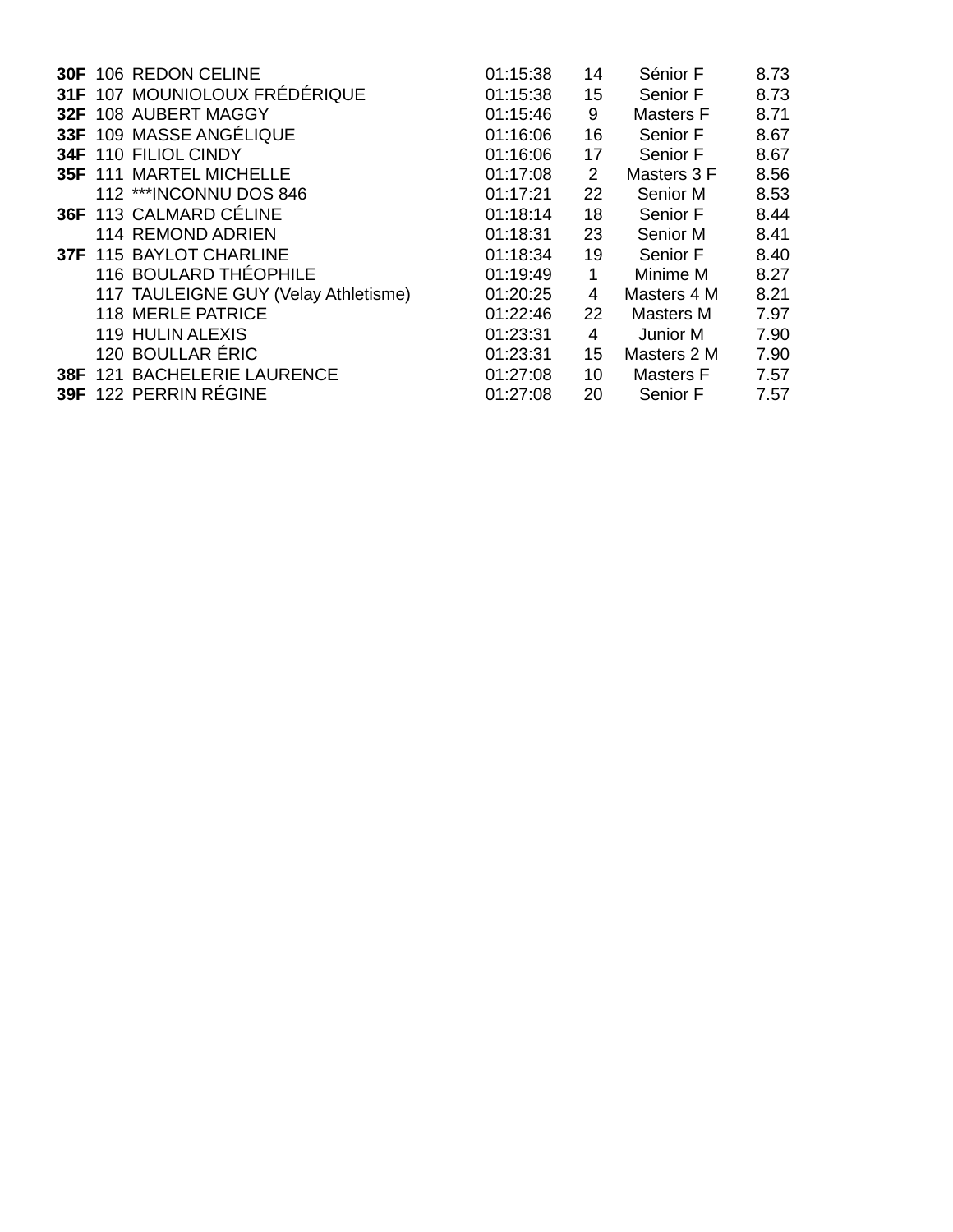| | | | | | | |
|---|---|---|---|---|---|---|
| **30F** | 106 | REDON CELINE | 01:15:38 | 14 | Sénior F | 8.73 |
| **31F** | 107 | MOUNIOLOUX FRÉDÉRIQUE | 01:15:38 | 15 | Senior F | 8.73 |
| **32F** | 108 | AUBERT MAGGY | 01:15:46 | 9 | Masters F | 8.71 |
| **33F** | 109 | MASSE ANGÉLIQUE | 01:16:06 | 16 | Senior F | 8.67 |
| **34F** | 110 | FILIOL CINDY | 01:16:06 | 17 | Senior F | 8.67 |
| **35F** | 111 | MARTEL MICHELLE | 01:17:08 | 2 | Masters 3 F | 8.56 |
| | 112 | ***INCONNU DOS 846 | 01:17:21 | 22 | Senior M | 8.53 |
| **36F** | 113 | CALMARD CÉLINE | 01:18:14 | 18 | Senior F | 8.44 |
| | 114 | REMOND ADRIEN | 01:18:31 | 23 | Senior M | 8.41 |
| **37F** | 115 | BAYLOT CHARLINE | 01:18:34 | 19 | Senior F | 8.40 |
| | 116 | BOULARD THÉOPHILE | 01:19:49 | 1 | Minime M | 8.27 |
| | 117 | TAULEIGNE GUY (Velay Athletisme) | 01:20:25 | 4 | Masters 4 M | 8.21 |
| | 118 | MERLE PATRICE | 01:22:46 | 22 | Masters M | 7.97 |
| | 119 | HULIN ALEXIS | 01:23:31 | 4 | Junior M | 7.90 |
| | 120 | BOULLAR ÉRIC | 01:23:31 | 15 | Masters 2 M | 7.90 |
| **38F** | 121 | BACHELERIE LAURENCE | 01:27:08 | 10 | Masters F | 7.57 |
| **39F** | 122 | PERRIN RÉGINE | 01:27:08 | 20 | Senior F | 7.57 |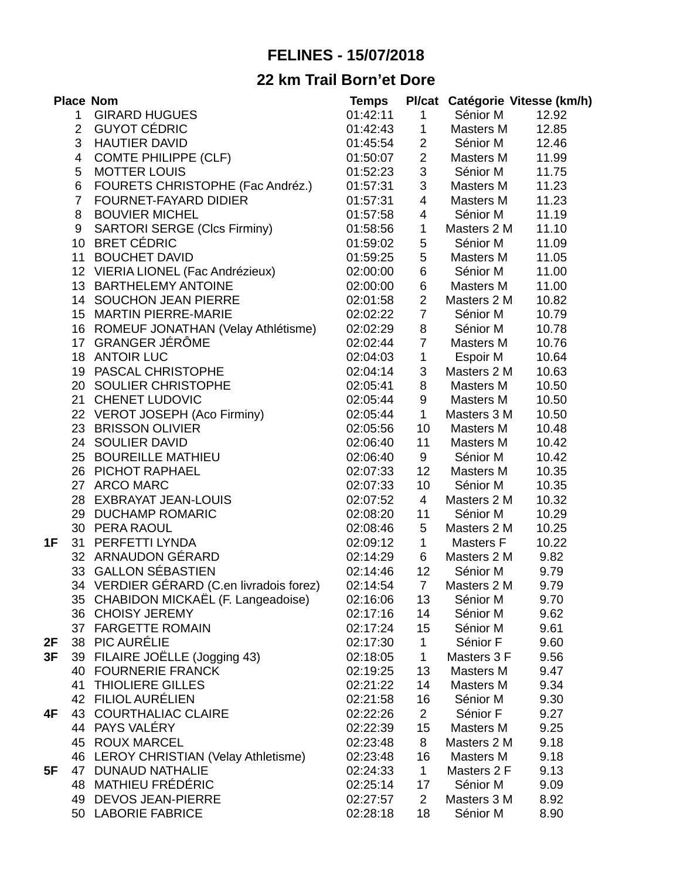**FELINES - 15/07/2018**

**22 km Trail Born'et Dore**

| | Place | Nom | Temps | Pl/cat | Catégorie | Vitesse (km/h) |
|---|---|---|---|---|---|---|
| | 1 | GIRARD HUGUES | 01:42:11 | 1 | Sénior M | 12.92 |
| | 2 | GUYOT CÉDRIC | 01:42:43 | 1 | Masters M | 12.85 |
| | 3 | HAUTIER DAVID | 01:45:54 | 2 | Sénior M | 12.46 |
| | 4 | COMTE PHILIPPE (CLF) | 01:50:07 | 2 | Masters M | 11.99 |
| | 5 | MOTTER LOUIS | 01:52:23 | 3 | Sénior M | 11.75 |
| | 6 | FOURETS CHRISTOPHE (Fac Andréz.) | 01:57:31 | 3 | Masters M | 11.23 |
| | 7 | FOURNET-FAYARD DIDIER | 01:57:31 | 4 | Masters M | 11.23 |
| | 8 | BOUVIER MICHEL | 01:57:58 | 4 | Sénior M | 11.19 |
| | 9 | SARTORI SERGE (Clcs Firminy) | 01:58:56 | 1 | Masters 2 M | 11.10 |
| | 10 | BRET CÉDRIC | 01:59:02 | 5 | Sénior M | 11.09 |
| | 11 | BOUCHET DAVID | 01:59:25 | 5 | Masters M | 11.05 |
| | 12 | VIERIA LIONEL (Fac Andrézieux) | 02:00:00 | 6 | Sénior M | 11.00 |
| | 13 | BARTHELEMY ANTOINE | 02:00:00 | 6 | Masters M | 11.00 |
| | 14 | SOUCHON JEAN PIERRE | 02:01:58 | 2 | Masters 2 M | 10.82 |
| | 15 | MARTIN PIERRE-MARIE | 02:02:22 | 7 | Sénior M | 10.79 |
| | 16 | ROMEUF JONATHAN (Velay Athlétisme) | 02:02:29 | 8 | Sénior M | 10.78 |
| | 17 | GRANGER JÉRÔME | 02:02:44 | 7 | Masters M | 10.76 |
| | 18 | ANTOIR LUC | 02:04:03 | 1 | Espoir M | 10.64 |
| | 19 | PASCAL CHRISTOPHE | 02:04:14 | 3 | Masters 2 M | 10.63 |
| | 20 | SOULIER CHRISTOPHE | 02:05:41 | 8 | Masters M | 10.50 |
| | 21 | CHENET LUDOVIC | 02:05:44 | 9 | Masters M | 10.50 |
| | 22 | VEROT JOSEPH (Aco Firminy) | 02:05:44 | 1 | Masters 3 M | 10.50 |
| | 23 | BRISSON OLIVIER | 02:05:56 | 10 | Masters M | 10.48 |
| | 24 | SOULIER DAVID | 02:06:40 | 11 | Masters M | 10.42 |
| | 25 | BOUREILLE MATHIEU | 02:06:40 | 9 | Sénior M | 10.42 |
| | 26 | PICHOT RAPHAEL | 02:07:33 | 12 | Masters M | 10.35 |
| | 27 | ARCO MARC | 02:07:33 | 10 | Sénior M | 10.35 |
| | 28 | EXBRAYAT JEAN-LOUIS | 02:07:52 | 4 | Masters 2 M | 10.32 |
| | 29 | DUCHAMP ROMARIC | 02:08:20 | 11 | Sénior M | 10.29 |
| | 30 | PERA RAOUL | 02:08:46 | 5 | Masters 2 M | 10.25 |
| **1F** | 31 | PERFETTI LYNDA | 02:09:12 | 1 | Masters F | 10.22 |
| | 32 | ARNAUDON GÉRARD | 02:14:29 | 6 | Masters 2 M | 9.82 |
| | 33 | GALLON SÉBASTIEN | 02:14:46 | 12 | Sénior M | 9.79 |
| | 34 | VERDIER GÉRARD (C.en livradois forez) | 02:14:54 | 7 | Masters 2 M | 9.79 |
| | 35 | CHABIDON MICKAËL (F. Langeadoise) | 02:16:06 | 13 | Sénior M | 9.70 |
| | 36 | CHOISY JEREMY | 02:17:16 | 14 | Sénior M | 9.62 |
| | 37 | FARGETTE ROMAIN | 02:17:24 | 15 | Sénior M | 9.61 |
| **2F** | 38 | PIC AURÉLIE | 02:17:30 | 1 | Sénior F | 9.60 |
| **3F** | 39 | FILAIRE JOËLLE (Jogging 43) | 02:18:05 | 1 | Masters 3 F | 9.56 |
| | 40 | FOURNERIE FRANCK | 02:19:25 | 13 | Masters M | 9.47 |
| | 41 | THIOLIERE GILLES | 02:21:22 | 14 | Masters M | 9.34 |
| | 42 | FILIOL AURÉLIEN | 02:21:58 | 16 | Sénior M | 9.30 |
| **4F** | 43 | COURTHALIAC CLAIRE | 02:22:26 | 2 | Sénior F | 9.27 |
| | 44 | PAYS VALÉRY | 02:22:39 | 15 | Masters M | 9.25 |
| | 45 | ROUX MARCEL | 02:23:48 | 8 | Masters 2 M | 9.18 |
| | 46 | LEROY CHRISTIAN (Velay Athletisme) | 02:23:48 | 16 | Masters M | 9.18 |
| **5F** | 47 | DUNAUD NATHALIE | 02:24:33 | 1 | Masters 2 F | 9.13 |
| | 48 | MATHIEU FRÉDÉRIC | 02:25:14 | 17 | Sénior M | 9.09 |
| | 49 | DEVOS JEAN-PIERRE | 02:27:57 | 2 | Masters 3 M | 8.92 |
| | 50 | LABORIE FABRICE | 02:28:18 | 18 | Sénior M | 8.90 |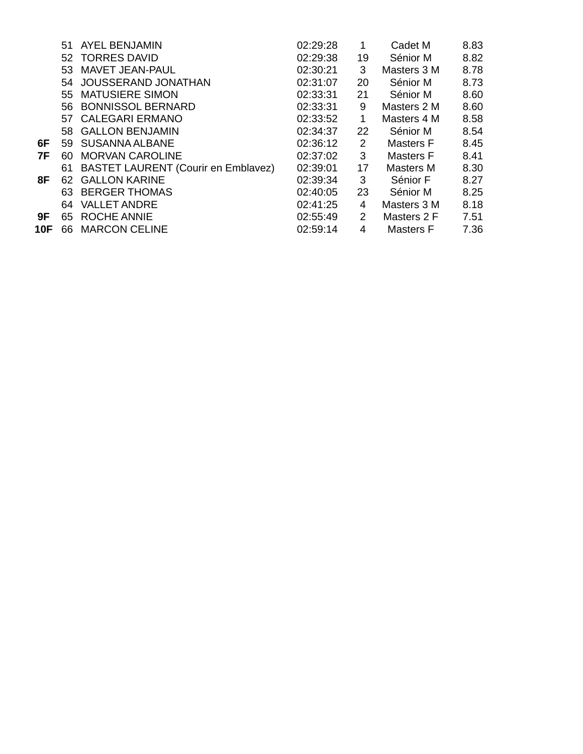| | | | | | | |
|---|---|---|---|---|---|---|
| | 51 | AYEL BENJAMIN | 02:29:28 | 1 | Cadet M | 8.83 |
| | 52 | TORRES DAVID | 02:29:38 | 19 | Sénior M | 8.82 |
| | 53 | MAVET JEAN-PAUL | 02:30:21 | 3 | Masters 3 M | 8.78 |
| | 54 | JOUSSERAND JONATHAN | 02:31:07 | 20 | Sénior M | 8.73 |
| | 55 | MATUSIERE SIMON | 02:33:31 | 21 | Sénior M | 8.60 |
| | 56 | BONNISSOL BERNARD | 02:33:31 | 9 | Masters 2 M | 8.60 |
| | 57 | CALEGARI ERMANO | 02:33:52 | 1 | Masters 4 M | 8.58 |
| | 58 | GALLON BENJAMIN | 02:34:37 | 22 | Sénior M | 8.54 |
| **6F** | 59 | SUSANNA ALBANE | 02:36:12 | 2 | Masters F | 8.45 |
| **7F** | 60 | MORVAN CAROLINE | 02:37:02 | 3 | Masters F | 8.41 |
| | 61 | BASTET LAURENT (Courir en Emblavez) | 02:39:01 | 17 | Masters M | 8.30 |
| **8F** | 62 | GALLON KARINE | 02:39:34 | 3 | Sénior F | 8.27 |
| | 63 | BERGER THOMAS | 02:40:05 | 23 | Sénior M | 8.25 |
| | 64 | VALLET ANDRE | 02:41:25 | 4 | Masters 3 M | 8.18 |
| **9F** | 65 | ROCHE ANNIE | 02:55:49 | 2 | Masters 2 F | 7.51 |
| **10F** | 66 | MARCON CELINE | 02:59:14 | 4 | Masters F | 7.36 |